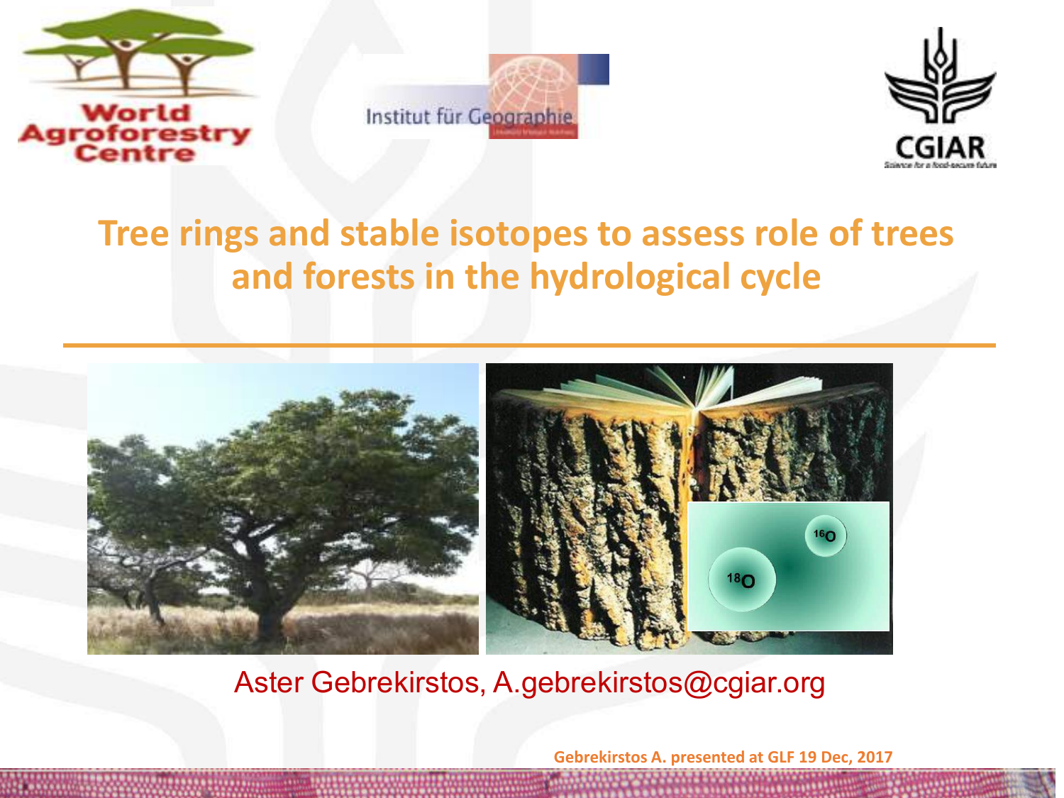# Tree rings and stable isotopes to assess role of trees and forests in the hydrological cycle

Aster Gebrekirstos, A.gebrekirstos@cgiar.org

Gebrekirstos A. presented at GLF 19 Dec, 2017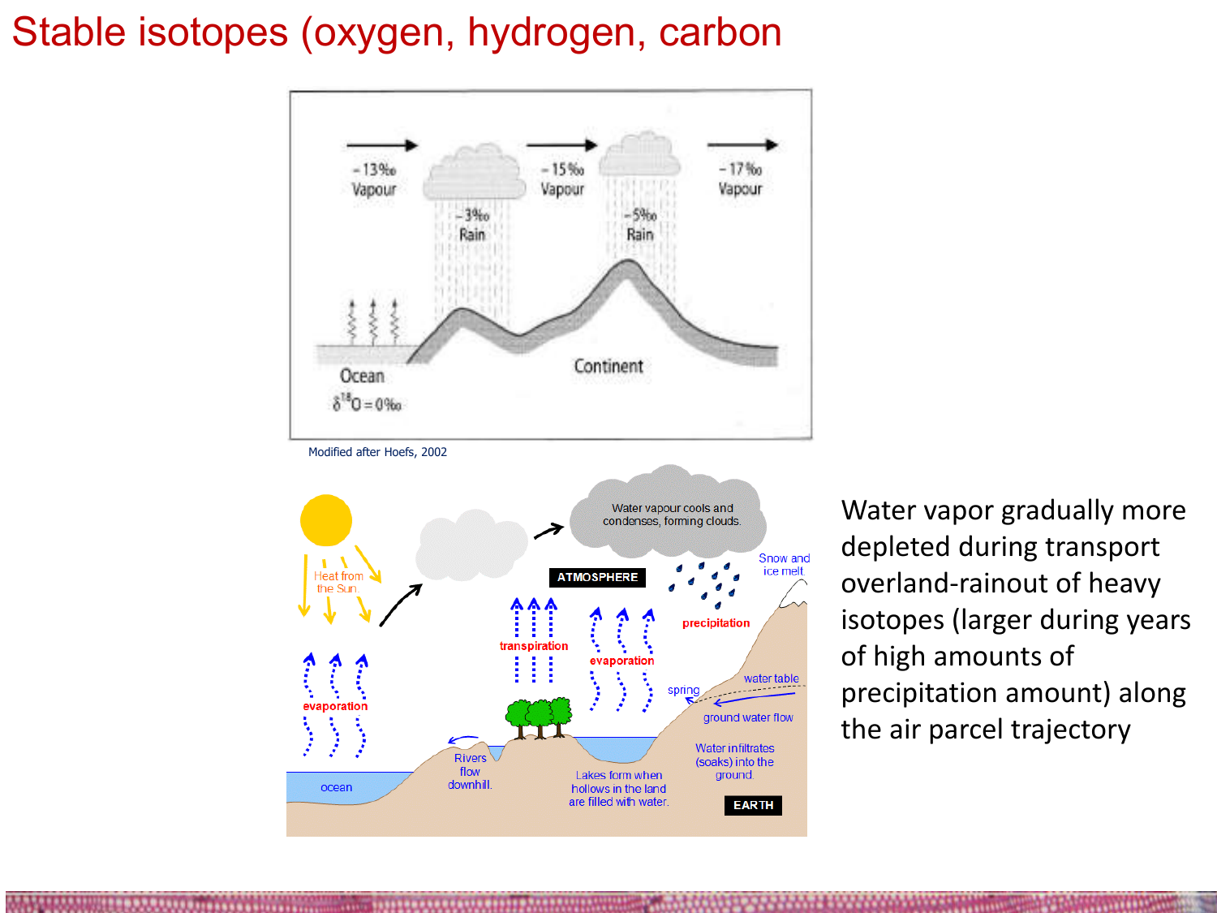# Stable isotopes (oxygen, hydrogen, carbon)

Modified after Hoefs, 2002

Water vapor gradually more depleted during transport overland-rainout of heavy isotopes (larger during years of high amounts of precipitation amount) along the air parcel trajectory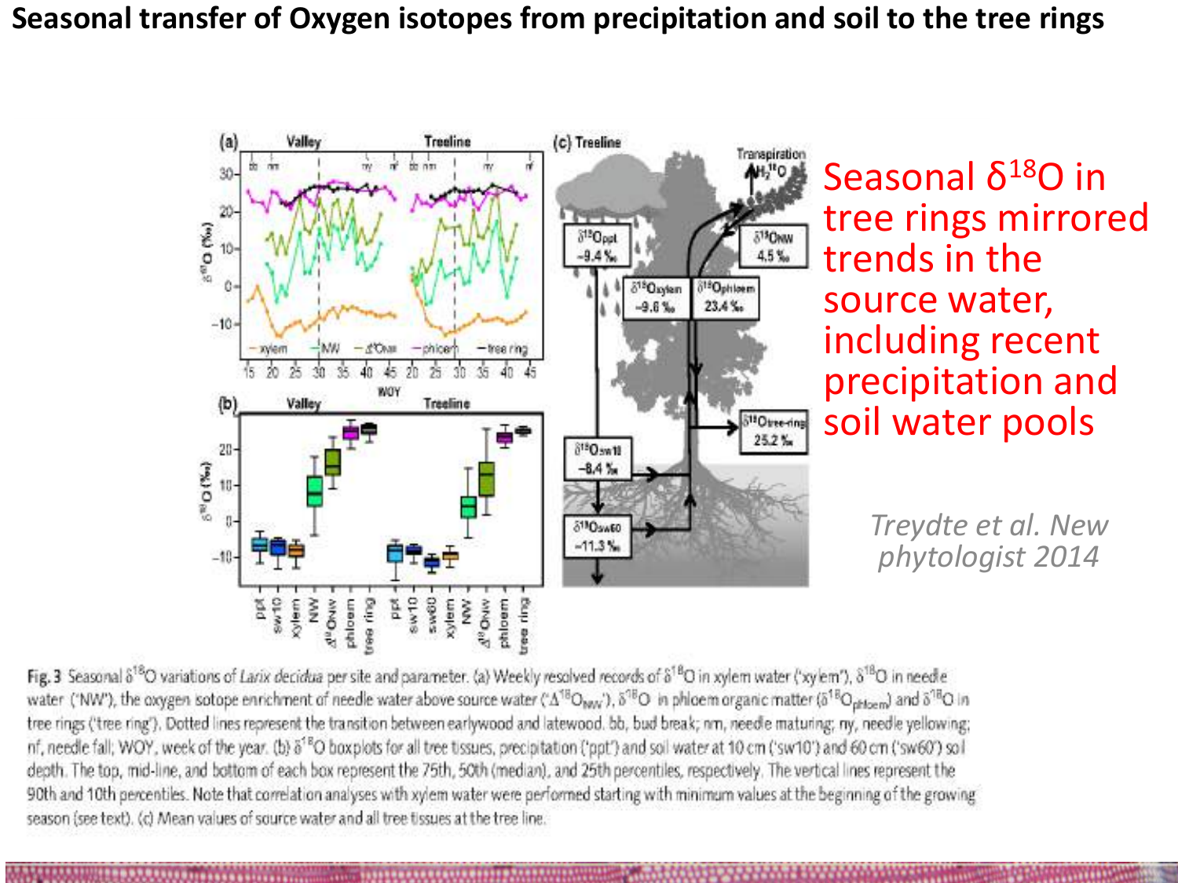# Seasonal transfer of Oxygen isotopes from precipitation and soil to the tree rings

Seasonal $\delta^{18}O$ in tree rings mirrored trends in the source water, including recent precipitation and soil water pools

*Treydte et al. New phytologist 2014*

Fig. 3 Seasonal $\delta^{18}O$ variations of *Larix decidua* per site and parameter. (a) Weekly resolved records of $\delta^{18}O$ in xylem water ('xylem'), $\delta^{18}O$ in needle water ('NW'), the oxygen isotope enrichment of needle water above source water ('$\Delta^{18}O_{NW}$'), $\delta^{18}O$ in phloem organic matter ($\delta^{18}O_{phloem}$) and $\delta^{18}O$ in tree rings ('tree ring'). Dotted lines represent the transition between earlywood and latewood. bb, bud break; nm, needle maturing; ny, needle yellowing; nf, needle fall; WOY, week of the year. (b) $\delta^{18}O$ boxplots for all tree tissues, precipitation ('ppt') and soil water at 10 cm ('sw10') and 60 cm ('sw60') soil depth. The top, mid-line, and bottom of each box represent the 75th, 50th (median), and 25th percentiles, respectively. The vertical lines represent the 90th and 10th percentiles. Note that correlation analyses with xylem water were performed starting with minimum values at the beginning of the growing season (see text). (c) Mean values of source water and all tree tissues at the tree line.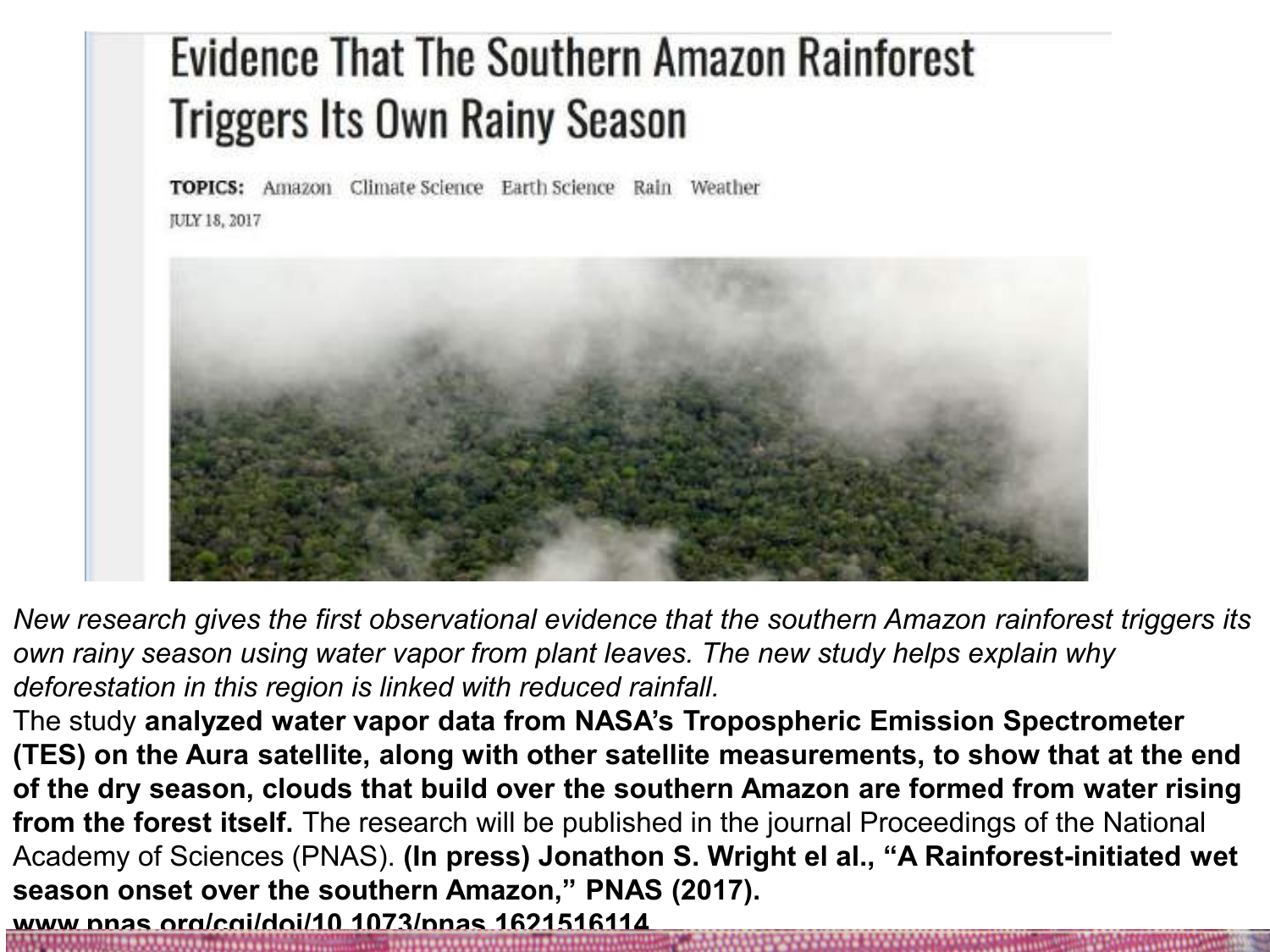# Evidence That The Southern Amazon Rainforest Triggers Its Own Rainy Season

**TOPICS:** Amazon Climate Science Earth Science Rain Weather

JULY 18, 2017

*New research gives the first observational evidence that the southern Amazon rainforest triggers its own rainy season using water vapor from plant leaves. The new study helps explain why deforestation in this region is linked with reduced rainfall.*

The study **analyzed water vapor data from NASA's Tropospheric Emission Spectrometer (TES) on the Aura satellite, along with other satellite measurements, to show that at the end of the dry season, clouds that build over the southern Amazon are formed from water rising from the forest itself.** The research will be published in the journal Proceedings of the National Academy of Sciences (PNAS). **(In press) Jonathon S. Wright el al., "A Rainforest-initiated wet season onset over the southern Amazon," PNAS (2017). www.pnas.org/cgi/doi/10.1073/pnas.1621516114**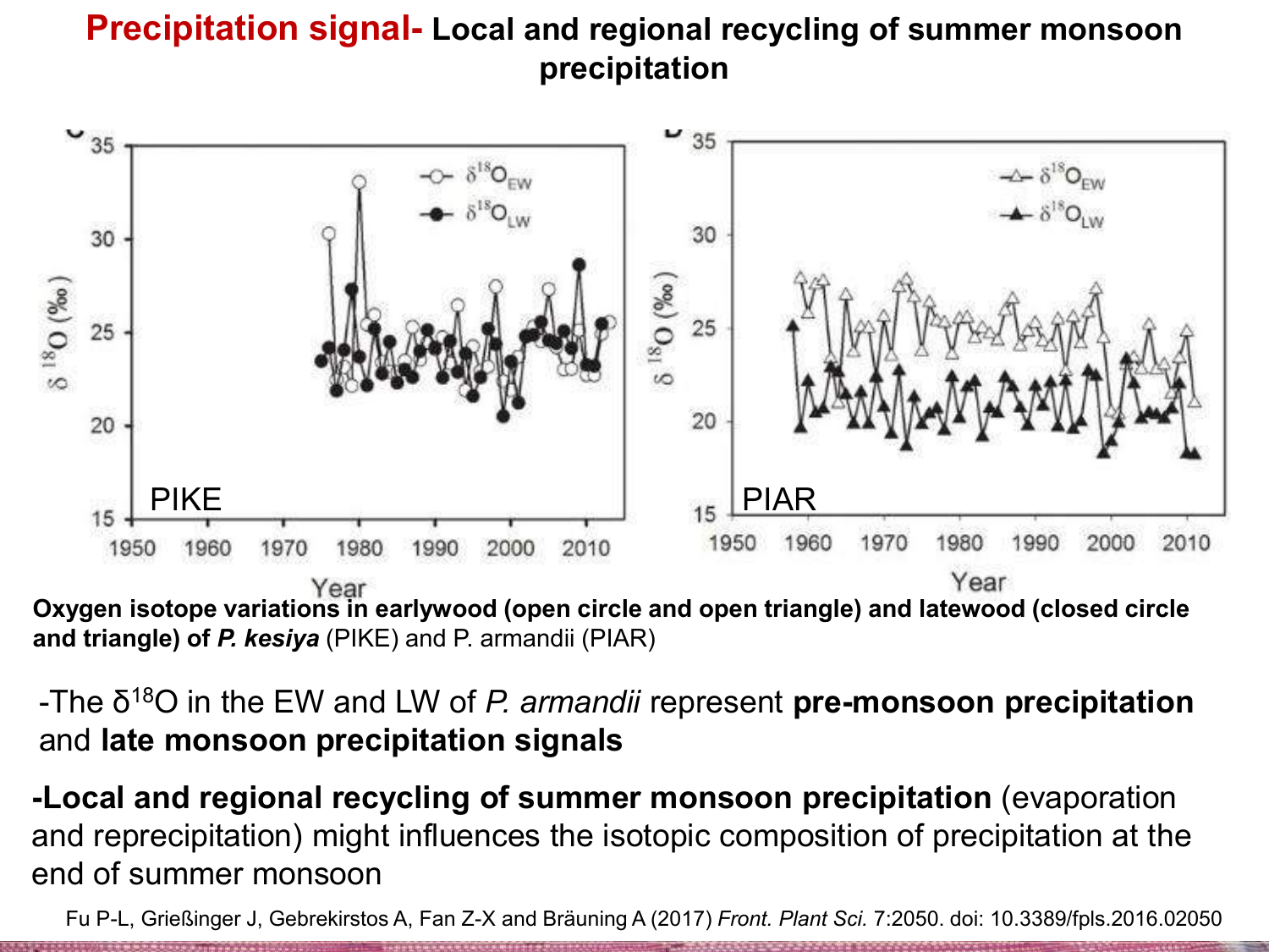# Precipitation signal- Local and regional recycling of summer monsoon precipitation

**Oxygen isotope variations in earlywood (open circle and open triangle) and latewood (closed circle and triangle) of *P. kesiya*** (PIKE) and P. armandii (PIAR)

-The $\delta^{18}O$ in the EW and LW of *P. armandii* represent **pre-monsoon precipitation** and **late monsoon precipitation signals**

**-Local and regional recycling of summer monsoon precipitation** (evaporation and reprecipitation) might influences the isotopic composition of precipitation at the end of summer monsoon

Fu P-L, Grießinger J, Gebrekirstos A, Fan Z-X and Bräuning A (2017) *Front. Plant Sci.* 7:2050. doi: 10.3389/fpls.2016.02050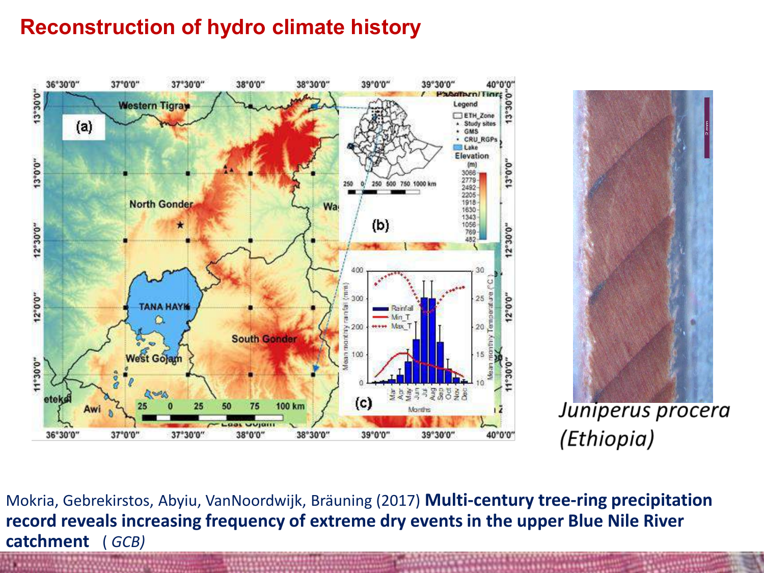# Reconstruction of hydro climate history

*Juniperus procera (Ethiopia)*

Mokria, Gebrekirstos, Abyiu, VanNoordwijk, Bräuning (2017) **Multi-century tree-ring precipitation record reveals increasing frequency of extreme dry events in the upper Blue Nile River catchment** ( *GCB)*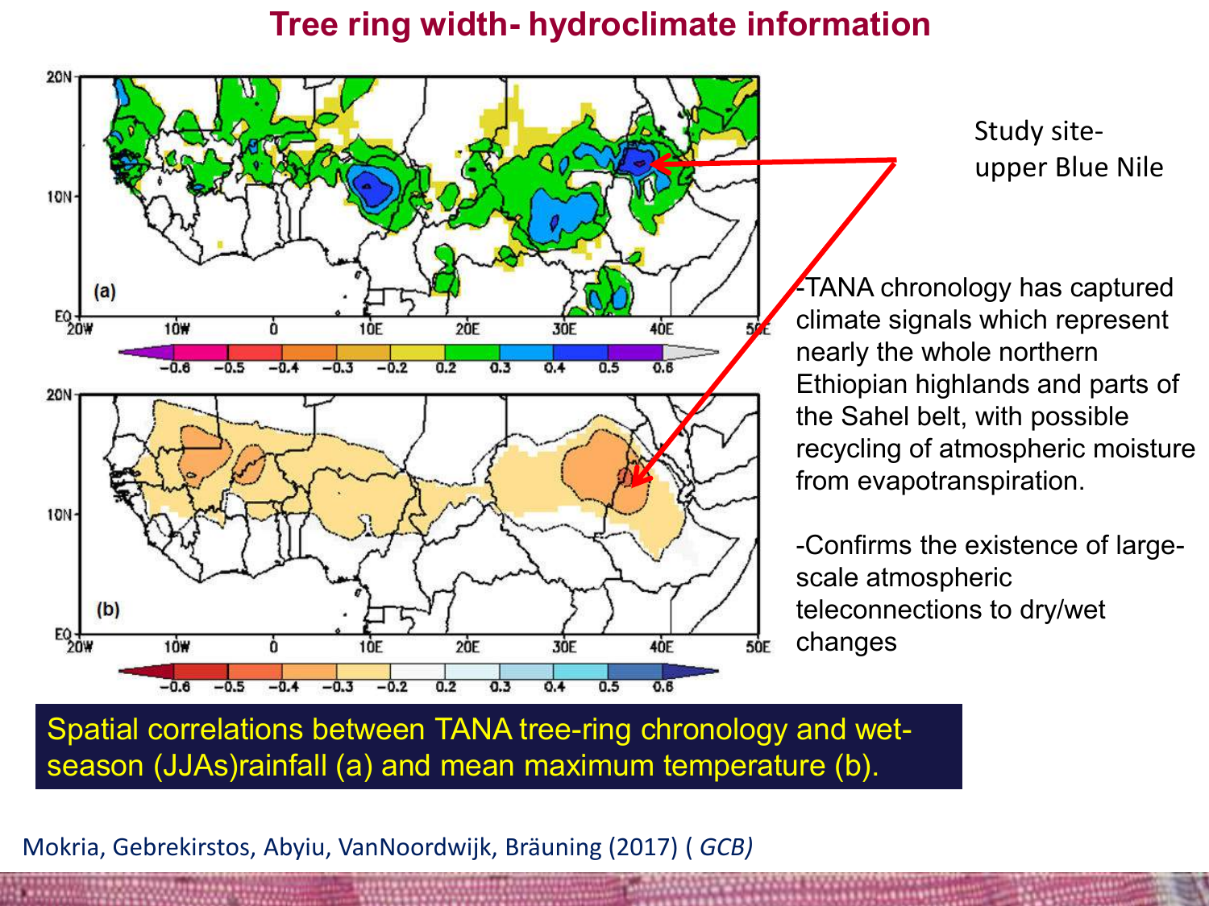# Tree ring width- hydroclimate information

Study site- upper Blue Nile

-TANA chronology has captured climate signals which represent nearly the whole northern Ethiopian highlands and parts of the Sahel belt, with possible recycling of atmospheric moisture from evapotranspiration.

-Confirms the existence of large-scale atmospheric teleconnections to dry/wet changes

Spatial correlations between TANA tree-ring chronology and wet-season (JJAs)rainfall (a) and mean maximum temperature (b).

Mokria, Gebrekirstos, Abyiu, VanNoordwijk, Bräuning (2017) ( *GCB)*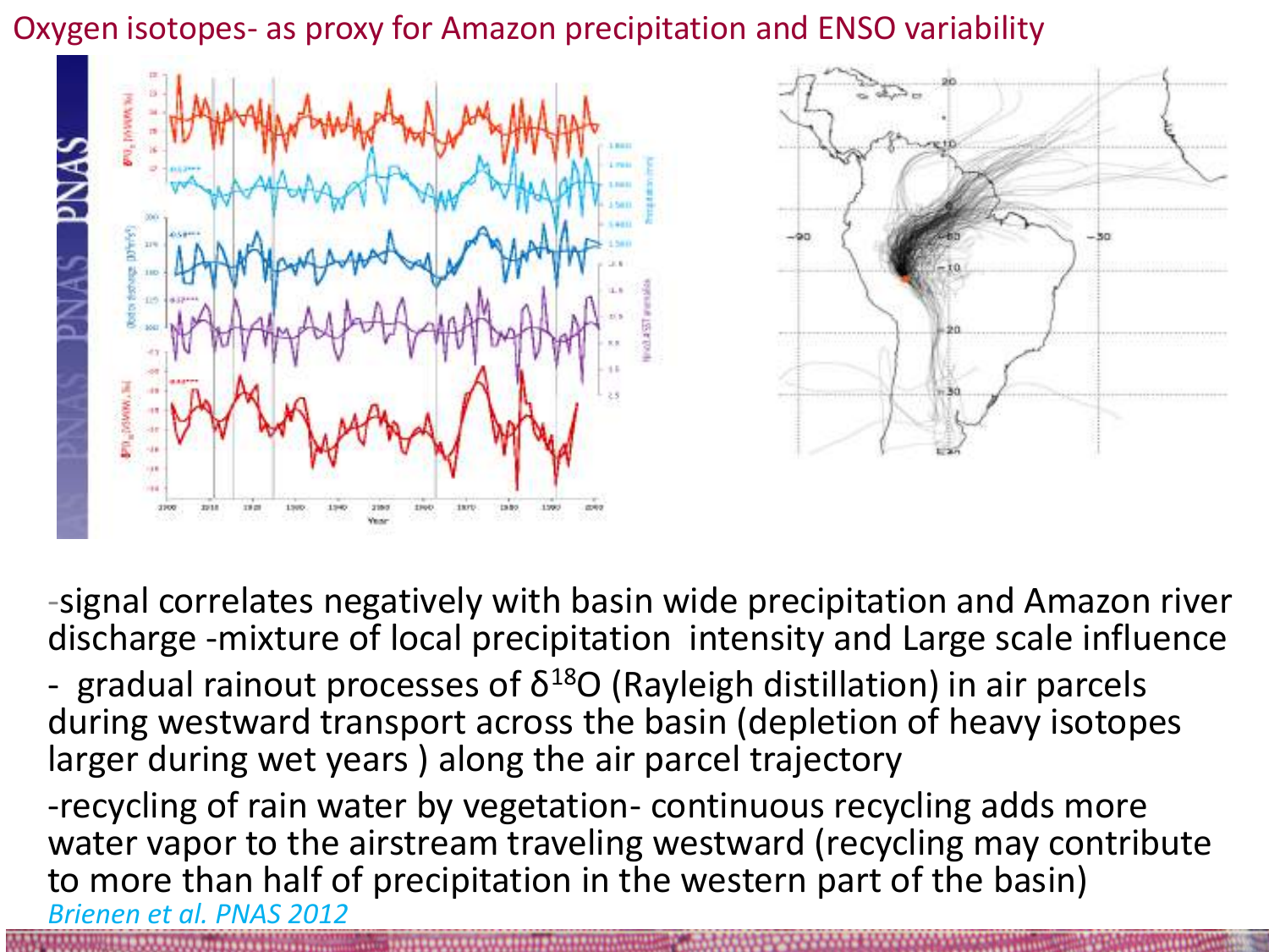# Oxygen isotopes- as proxy for Amazon precipitation and ENSO variability

-signal correlates negatively with basin wide precipitation and Amazon river discharge -mixture of local precipitation intensity and Large scale influence

- gradual rainout processes of $\delta^{18}O$ (Rayleigh distillation) in air parcels during westward transport across the basin (depletion of heavy isotopes larger during wet years ) along the air parcel trajectory

-recycling of rain water by vegetation- continuous recycling adds more water vapor to the airstream traveling westward (recycling may contribute to more than half of precipitation in the western part of the basin)

*Brienen et al. PNAS 2012*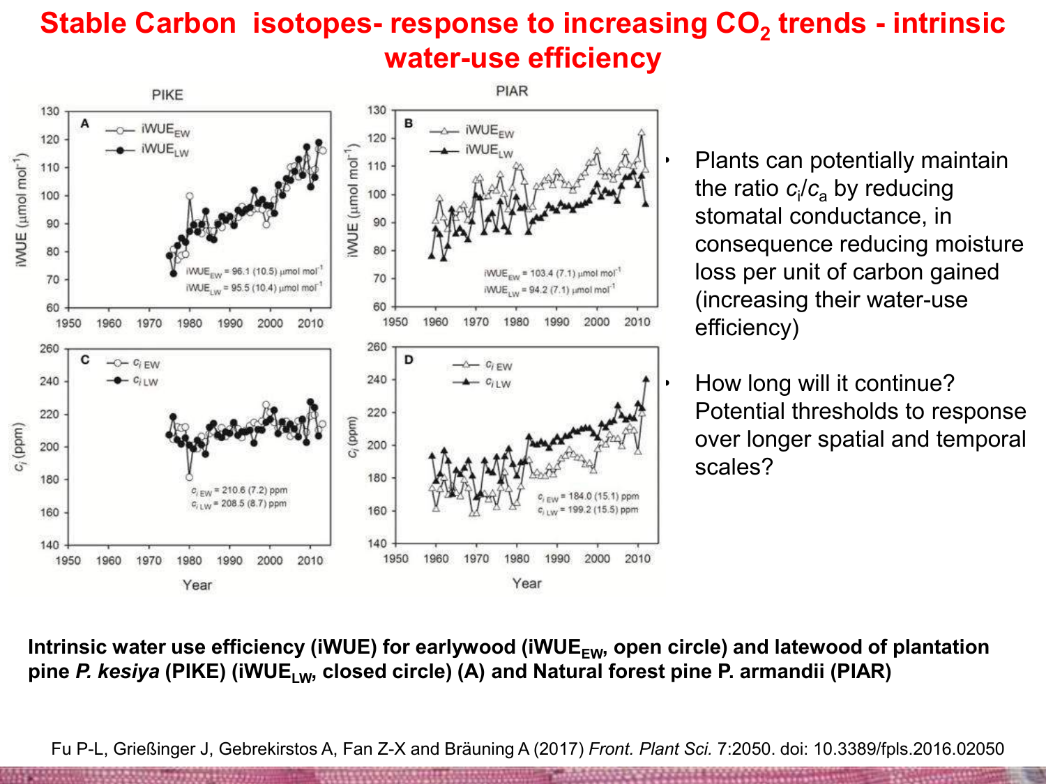# Stable Carbon isotopes- response to increasing $CO_2$ trends - intrinsic water-use efficiency

- Plants can potentially maintain the ratio $c_i/c_a$ by reducing stomatal conductance, in consequence reducing moisture loss per unit of carbon gained (increasing their water-use efficiency)
- How long will it continue? Potential thresholds to response over longer spatial and temporal scales?

**Intrinsic water use efficiency (iWUE) for earlywood ($iWUE_{EW}$, open circle) and latewood of plantation pine *P. kesiya* (PIKE) ($iWUE_{LW}$, closed circle) (A) and Natural forest pine P. armandii (PIAR)**

Fu P-L, Grießinger J, Gebrekirstos A, Fan Z-X and Bräuning A (2017) *Front. Plant Sci.* 7:2050. doi: 10.3389/fpls.2016.02050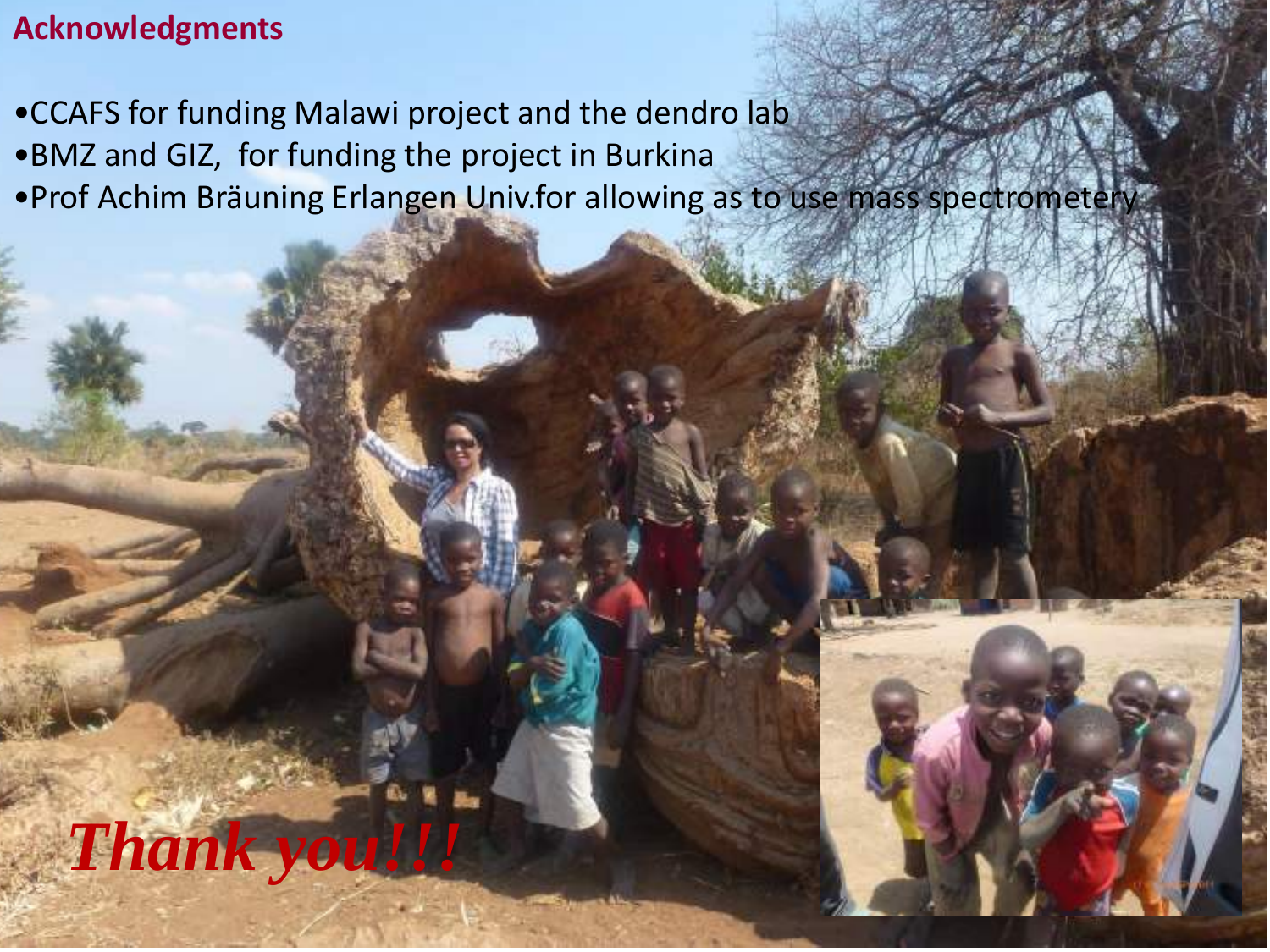## Acknowledgments

- CCAFS for funding Malawi project and the dendro lab
- BMZ and GIZ, for funding the project in Burkina
- Prof Achim Bräuning Erlangen Univ.for allowing as to use mass spectrometery

***Thank you!!!***